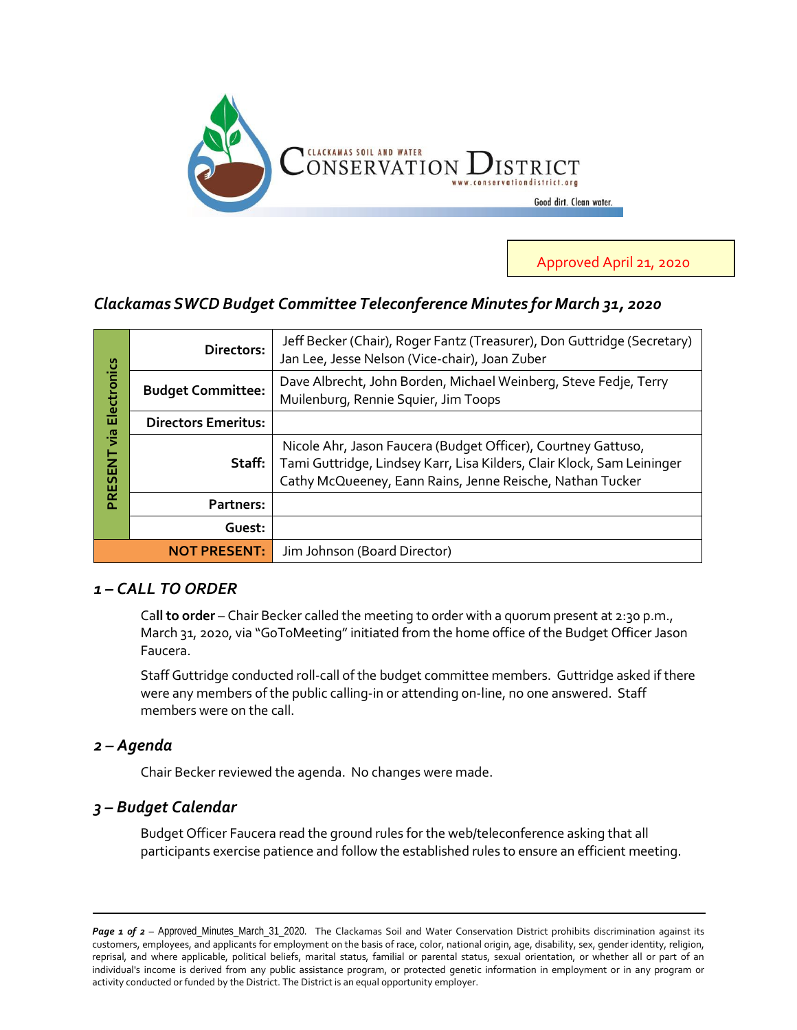CLACKAMAS SOIL AND WATER CONSERVATION DISTRICT
www.conservationdistrict.org
Good dirt. Clean water.

Approved April 21, 2020

## *Clackamas SWCD Budget Committee Teleconference Minutes for March 31, 2020*

| | | |
|---|---|---|
| PRESENT via Electronics | **Directors:** | Jeff Becker (Chair), Roger Fantz (Treasurer), Don Guttridge (Secretary) Jan Lee, Jesse Nelson (Vice-chair), Joan Zuber |
| | **Budget Committee:** | Dave Albrecht, John Borden, Michael Weinberg, Steve Fedje, Terry Muilenburg, Rennie Squier, Jim Toops |
| | **Directors Emeritus:** | |
| | **Staff:** | Nicole Ahr, Jason Faucera (Budget Officer), Courtney Gattuso, Tami Guttridge, Lindsey Karr, Lisa Kilders, Clair Klock, Sam Leininger Cathy McQueeney, Eann Rains, Jenne Reische, Nathan Tucker |
| | **Partners:** | |
| | **Guest:** | |
| **NOT PRESENT:** | | Jim Johnson (Board Director) |

### *1 – CALL TO ORDER*

Ca**ll to order** – Chair Becker called the meeting to order with a quorum present at 2:30 p.m., March 31, 2020, via "GoToMeeting" initiated from the home office of the Budget Officer Jason Faucera.

Staff Guttridge conducted roll-call of the budget committee members. Guttridge asked if there were any members of the public calling-in or attending on-line, no one answered. Staff members were on the call.

### *2 – Agenda*

Chair Becker reviewed the agenda. No changes were made.

### *3 – Budget Calendar*

Budget Officer Faucera read the ground rules for the web/teleconference asking that all participants exercise patience and follow the established rules to ensure an efficient meeting.

Approved_Minutes_March_31_2020. The Clackamas Soil and Water Conservation District prohibits discrimination against its customers, employees, and applicants for employment on the basis of race, color, national origin, age, disability, sex, gender identity, religion, reprisal, and where applicable, political beliefs, marital status, familial or parental status, sexual orientation, or whether all or part of an individual's income is derived from any public assistance program, or protected genetic information in employment or in any program or activity conducted or funded by the District. The District is an equal opportunity employer.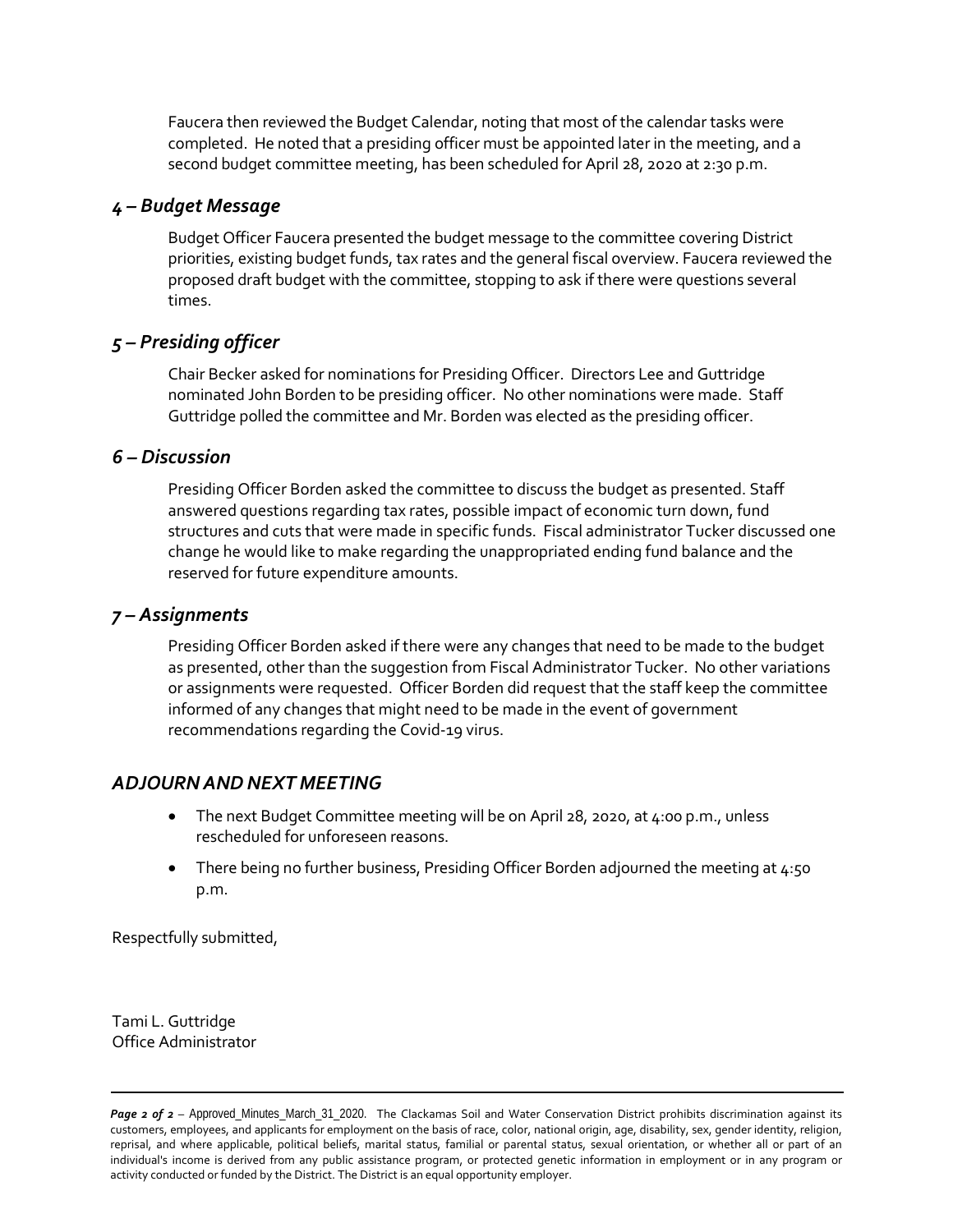Faucera then reviewed the Budget Calendar, noting that most of the calendar tasks were completed. He noted that a presiding officer must be appointed later in the meeting, and a second budget committee meeting, has been scheduled for April 28, 2020 at 2:30 p.m.

## *4 – Budget Message*

Budget Officer Faucera presented the budget message to the committee covering District priorities, existing budget funds, tax rates and the general fiscal overview. Faucera reviewed the proposed draft budget with the committee, stopping to ask if there were questions several times.

## *5 – Presiding officer*

Chair Becker asked for nominations for Presiding Officer. Directors Lee and Guttridge nominated John Borden to be presiding officer. No other nominations were made. Staff Guttridge polled the committee and Mr. Borden was elected as the presiding officer.

## *6 – Discussion*

Presiding Officer Borden asked the committee to discuss the budget as presented. Staff answered questions regarding tax rates, possible impact of economic turn down, fund structures and cuts that were made in specific funds. Fiscal administrator Tucker discussed one change he would like to make regarding the unappropriated ending fund balance and the reserved for future expenditure amounts.

## *7 – Assignments*

Presiding Officer Borden asked if there were any changes that need to be made to the budget as presented, other than the suggestion from Fiscal Administrator Tucker. No other variations or assignments were requested. Officer Borden did request that the staff keep the committee informed of any changes that might need to be made in the event of government recommendations regarding the Covid-19 virus.

## *ADJOURN AND NEXT MEETING*

- The next Budget Committee meeting will be on April 28, 2020, at 4:00 p.m., unless rescheduled for unforeseen reasons.
- There being no further business, Presiding Officer Borden adjourned the meeting at 4:50 p.m.

Respectfully submitted,

Tami L. Guttridge
Office Administrator

***Page 2 of 2*** – Approved_Minutes_March_31_2020. The Clackamas Soil and Water Conservation District prohibits discrimination against its customers, employees, and applicants for employment on the basis of race, color, national origin, age, disability, sex, gender identity, religion, reprisal, and where applicable, political beliefs, marital status, familial or parental status, sexual orientation, or whether all or part of an individual's income is derived from any public assistance program, or protected genetic information in employment or in any program or activity conducted or funded by the District. The District is an equal opportunity employer.